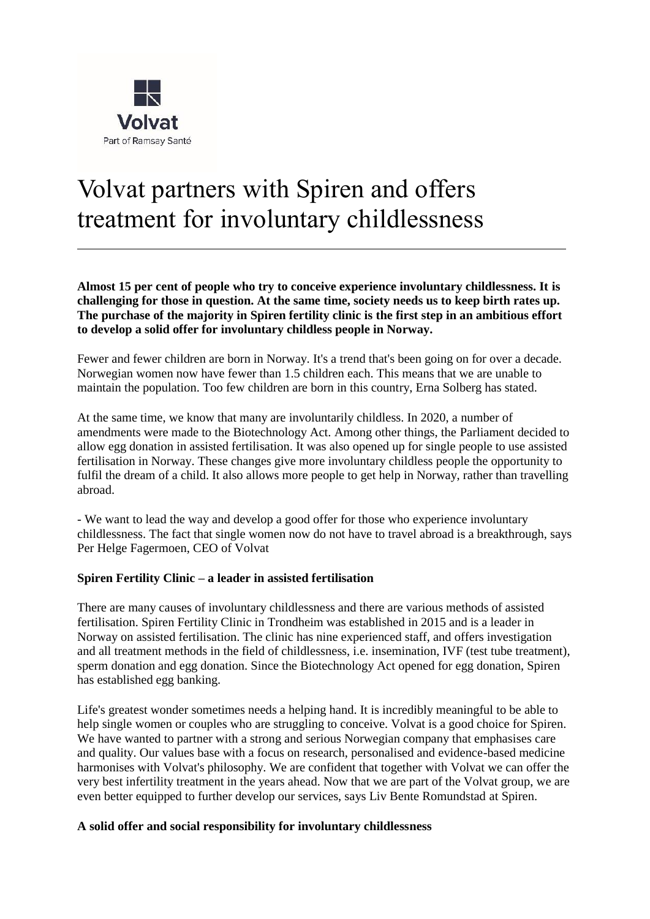Volvat

Part of Ramsay Santé

# Volvat partners with Spiren and offers treatment for involuntary childlessness

**Almost 15 per cent of people who try to conceive experience involuntary childlessness. It is challenging for those in question. At the same time, society needs us to keep birth rates up. The purchase of the majority in Spiren fertility clinic is the first step in an ambitious effort to develop a solid offer for involuntary childless people in Norway.**

Fewer and fewer children are born in Norway. It's a trend that's been going on for over a decade. Norwegian women now have fewer than 1.5 children each. This means that we are unable to maintain the population. Too few children are born in this country, Erna Solberg has stated.

At the same time, we know that many are involuntarily childless. In 2020, a number of amendments were made to the Biotechnology Act. Among other things, the Parliament decided to allow egg donation in assisted fertilisation. It was also opened up for single people to use assisted fertilisation in Norway. These changes give more involuntary childless people the opportunity to fulfil the dream of a child. It also allows more people to get help in Norway, rather than travelling abroad.

- We want to lead the way and develop a good offer for those who experience involuntary childlessness. The fact that single women now do not have to travel abroad is a breakthrough, says Per Helge Fagermoen, CEO of Volvat

**Spiren Fertility Clinic – a leader in assisted fertilisation**

There are many causes of involuntary childlessness and there are various methods of assisted fertilisation. Spiren Fertility Clinic in Trondheim was established in 2015 and is a leader in Norway on assisted fertilisation. The clinic has nine experienced staff, and offers investigation and all treatment methods in the field of childlessness, i.e. insemination, IVF (test tube treatment), sperm donation and egg donation. Since the Biotechnology Act opened for egg donation, Spiren has established egg banking.

Life's greatest wonder sometimes needs a helping hand. It is incredibly meaningful to be able to help single women or couples who are struggling to conceive. Volvat is a good choice for Spiren. We have wanted to partner with a strong and serious Norwegian company that emphasises care and quality. Our values base with a focus on research, personalised and evidence-based medicine harmonises with Volvat's philosophy. We are confident that together with Volvat we can offer the very best infertility treatment in the years ahead. Now that we are part of the Volvat group, we are even better equipped to further develop our services, says Liv Bente Romundstad at Spiren.

**A solid offer and social responsibility for involuntary childlessness**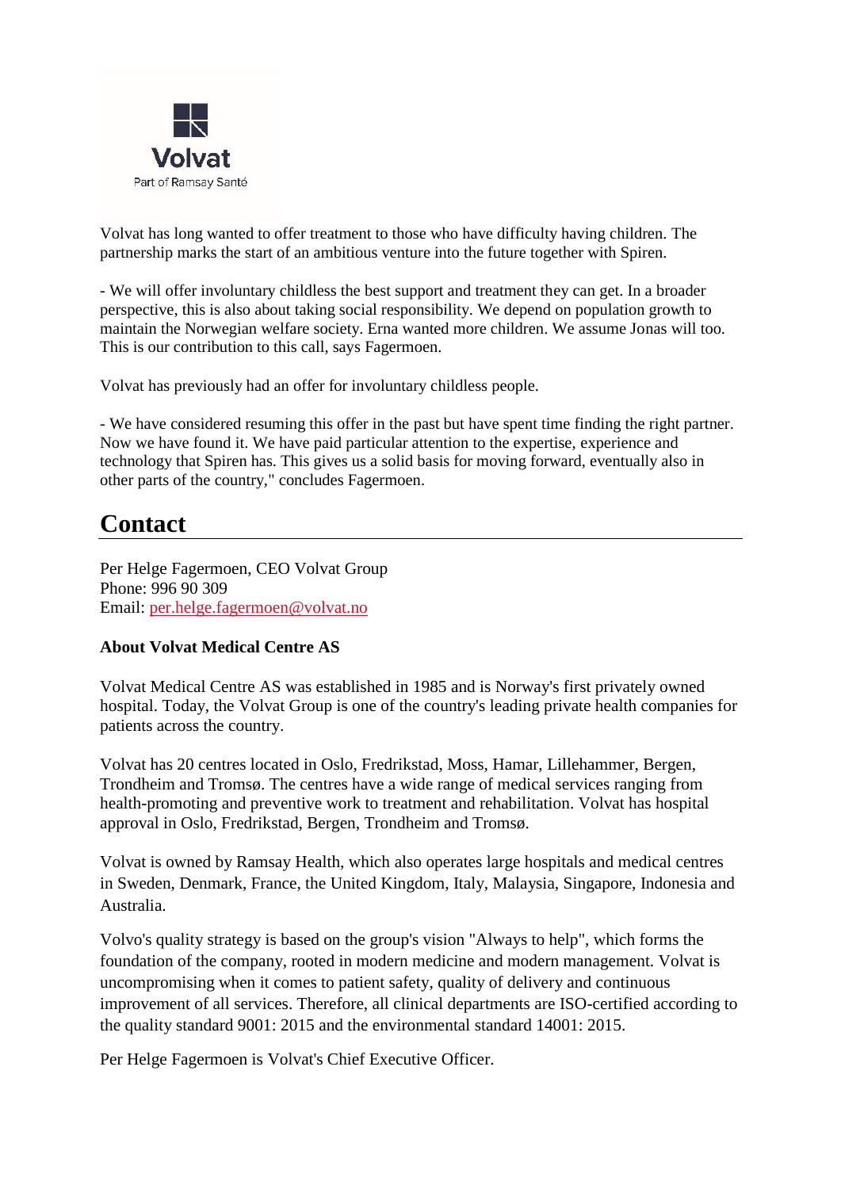Volvat has long wanted to offer treatment to those who have difficulty having children. The partnership marks the start of an ambitious venture into the future together with Spiren.

- We will offer involuntary childless the best support and treatment they can get. In a broader perspective, this is also about taking social responsibility. We depend on population growth to maintain the Norwegian welfare society. Erna wanted more children. We assume Jonas will too. This is our contribution to this call, says Fagermoen.

Volvat has previously had an offer for involuntary childless people.

- We have considered resuming this offer in the past but have spent time finding the right partner. Now we have found it. We have paid particular attention to the expertise, experience and technology that Spiren has. This gives us a solid basis for moving forward, eventually also in other parts of the country," concludes Fagermoen.

## Contact

Per Helge Fagermoen, CEO Volvat Group
Phone: 996 90 309
Email: per.helge.fagermoen@volvat.no

**About Volvat Medical Centre AS**

Volvat Medical Centre AS was established in 1985 and is Norway's first privately owned hospital. Today, the Volvat Group is one of the country's leading private health companies for patients across the country.

Volvat has 20 centres located in Oslo, Fredrikstad, Moss, Hamar, Lillehammer, Bergen, Trondheim and Tromsø. The centres have a wide range of medical services ranging from health-promoting and preventive work to treatment and rehabilitation. Volvat has hospital approval in Oslo, Fredrikstad, Bergen, Trondheim and Tromsø.

Volvat is owned by Ramsay Health, which also operates large hospitals and medical centres in Sweden, Denmark, France, the United Kingdom, Italy, Malaysia, Singapore, Indonesia and Australia.

Volvo's quality strategy is based on the group's vision "Always to help", which forms the foundation of the company, rooted in modern medicine and modern management. Volvat is uncompromising when it comes to patient safety, quality of delivery and continuous improvement of all services. Therefore, all clinical departments are ISO-certified according to the quality standard 9001: 2015 and the environmental standard 14001: 2015.

Per Helge Fagermoen is Volvat's Chief Executive Officer.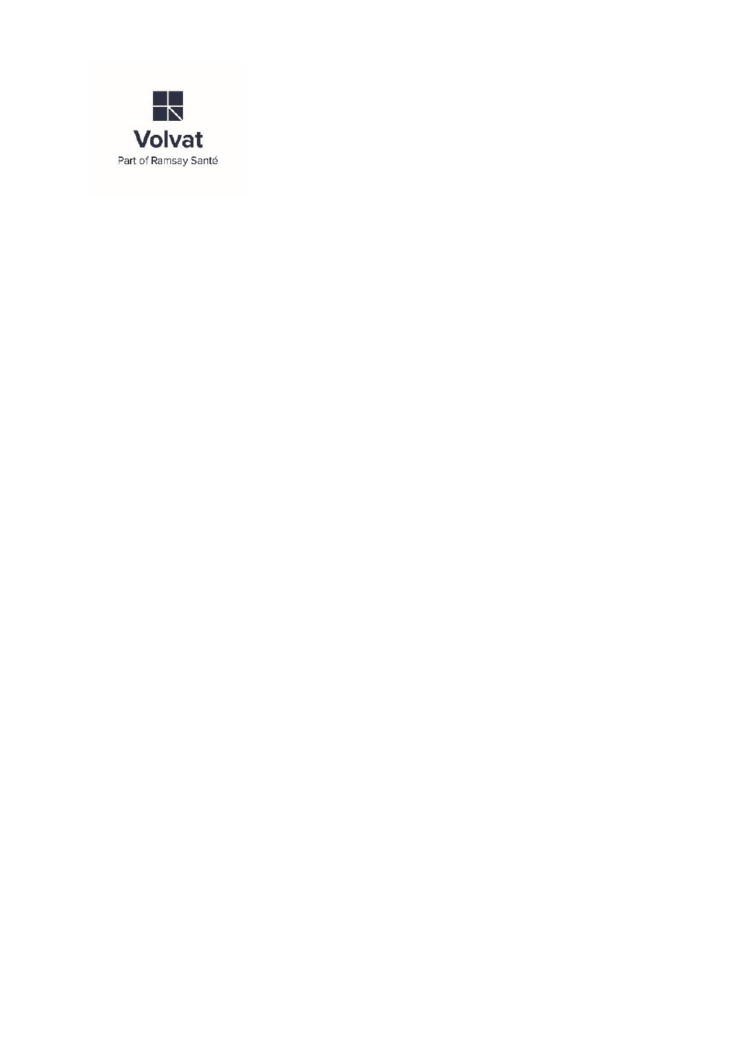Volvat

Part of Ramsay Santé